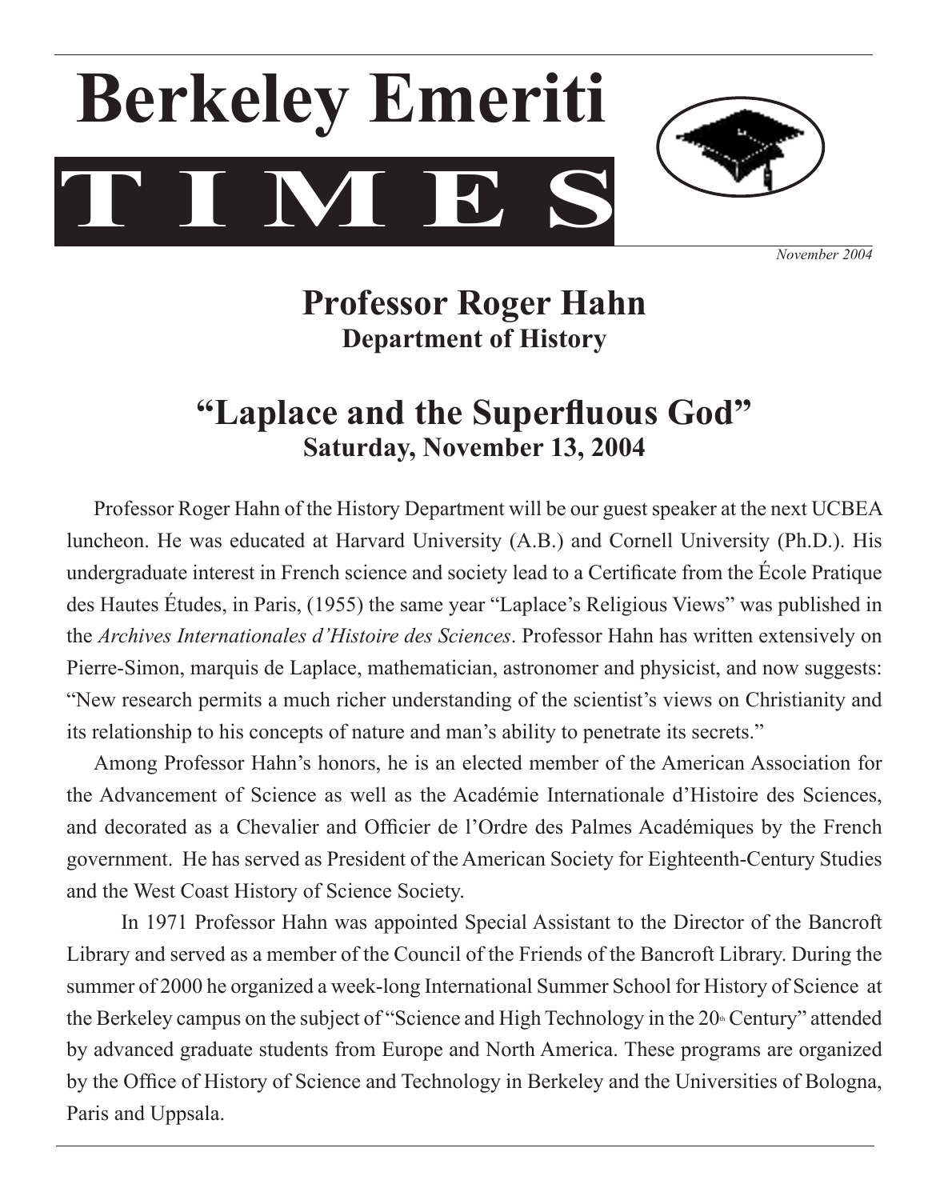# Berkeley Emeriti TIMES

*November 2004*

## Professor Roger Hahn
### Department of History

## "Laplace and the Superfluous God"
### Saturday, November 13, 2004

Professor Roger Hahn of the History Department will be our guest speaker at the next UCBEA luncheon. He was educated at Harvard University (A.B.) and Cornell University (Ph.D.). His undergraduate interest in French science and society lead to a Certificate from the École Pratique des Hautes Études, in Paris, (1955) the same year "Laplace's Religious Views" was published in the *Archives Internationales d'Histoire des Sciences*. Professor Hahn has written extensively on Pierre-Simon, marquis de Laplace, mathematician, astronomer and physicist, and now suggests: "New research permits a much richer understanding of the scientist's views on Christianity and its relationship to his concepts of nature and man's ability to penetrate its secrets."

Among Professor Hahn's honors, he is an elected member of the American Association for the Advancement of Science as well as the Académie Internationale d'Histoire des Sciences, and decorated as a Chevalier and Officier de l'Ordre des Palmes Académiques by the French government. He has served as President of the American Society for Eighteenth-Century Studies and the West Coast History of Science Society.

In 1971 Professor Hahn was appointed Special Assistant to the Director of the Bancroft Library and served as a member of the Council of the Friends of the Bancroft Library. During the summer of 2000 he organized a week-long International Summer School for History of Science at the Berkeley campus on the subject of "Science and High Technology in the 20th Century" attended by advanced graduate students from Europe and North America. These programs are organized by the Office of History of Science and Technology in Berkeley and the Universities of Bologna, Paris and Uppsala.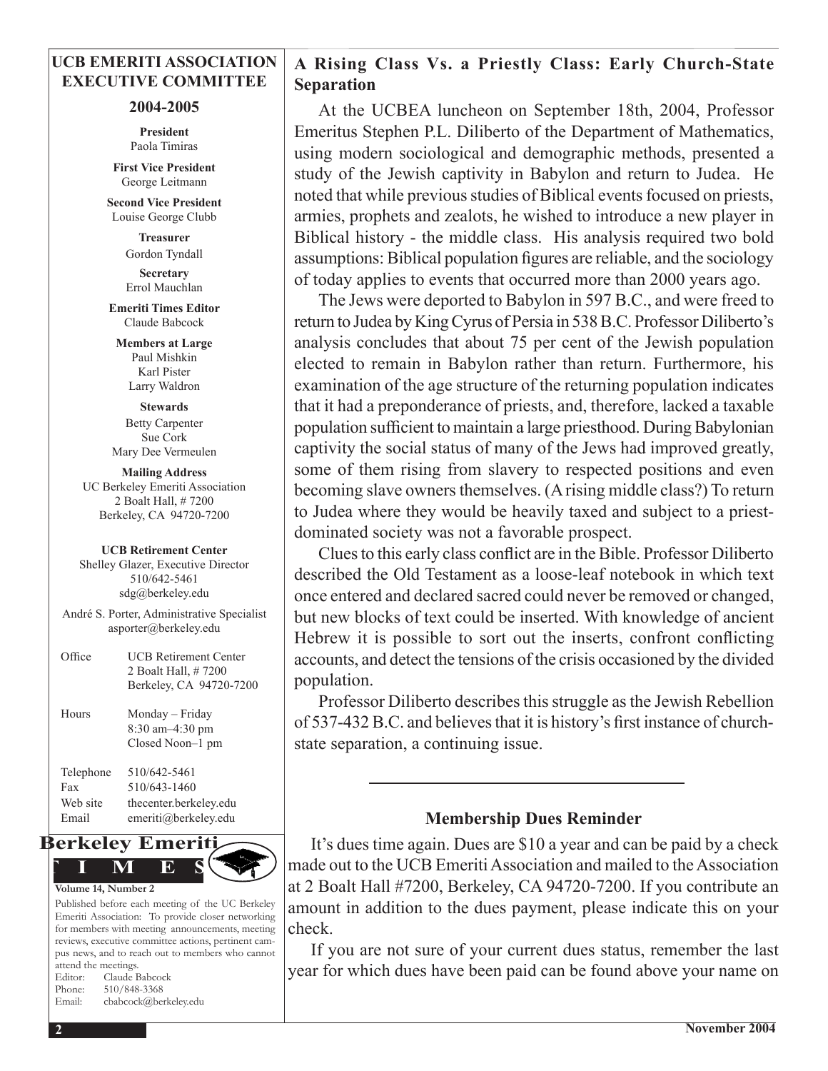## UCB EMERITI ASSOCIATION EXECUTIVE COMMITTEE

### 2004-2005

**President**
Paola Timiras

**First Vice President**
George Leitmann

**Second Vice President**
Louise George Clubb

**Treasurer**
Gordon Tyndall

**Secretary**
Errol Mauchlan

**Emeriti Times Editor**
Claude Babcock

**Members at Large**
Paul Mishkin
Karl Pister
Larry Waldron

**Stewards**
Betty Carpenter
Sue Cork
Mary Dee Vermeulen

**Mailing Address**
UC Berkeley Emeriti Association
2 Boalt Hall, # 7200
Berkeley, CA 94720-7200

**UCB Retirement Center**
Shelley Glazer, Executive Director
510/642-5461
sdg@berkeley.edu

André S. Porter, Administrative Specialist
asporter@berkeley.edu

| | |
|---|---|
| Office | UCB Retirement Center<br>2 Boalt Hall, # 7200<br>Berkeley, CA 94720-7200 |
| Hours | Monday – Friday<br>8:30 am–4:30 pm<br>Closed Noon–1 pm |
| Telephone | 510/642-5461 |
| Fax | 510/643-1460 |
| Web site | thecenter.berkeley.edu |
| Email | emeriti@berkeley.edu |

**Berkeley Emeriti TIMES**

**Volume 14, Number 2**

Published before each meeting of the UC Berkeley Emeriti Association: To provide closer networking for members with meeting announcements, meeting reviews, executive committee actions, pertinent campus news, and to reach out to members who cannot attend the meetings.
Editor: Claude Babcock
Phone: 510/848-3368
Email: cbabcock@berkeley.edu

## A Rising Class Vs. a Priestly Class: Early Church-State Separation

At the UCBEA luncheon on September 18th, 2004, Professor Emeritus Stephen P.L. Diliberto of the Department of Mathematics, using modern sociological and demographic methods, presented a study of the Jewish captivity in Babylon and return to Judea. He noted that while previous studies of Biblical events focused on priests, armies, prophets and zealots, he wished to introduce a new player in Biblical history - the middle class. His analysis required two bold assumptions: Biblical population figures are reliable, and the sociology of today applies to events that occurred more than 2000 years ago.

The Jews were deported to Babylon in 597 B.C., and were freed to return to Judea by King Cyrus of Persia in 538 B.C. Professor Diliberto's analysis concludes that about 75 per cent of the Jewish population elected to remain in Babylon rather than return. Furthermore, his examination of the age structure of the returning population indicates that it had a preponderance of priests, and, therefore, lacked a taxable population sufficient to maintain a large priesthood. During Babylonian captivity the social status of many of the Jews had improved greatly, some of them rising from slavery to respected positions and even becoming slave owners themselves. (A rising middle class?) To return to Judea where they would be heavily taxed and subject to a priest-dominated society was not a favorable prospect.

Clues to this early class conflict are in the Bible. Professor Diliberto described the Old Testament as a loose-leaf notebook in which text once entered and declared sacred could never be removed or changed, but new blocks of text could be inserted. With knowledge of ancient Hebrew it is possible to sort out the inserts, confront conflicting accounts, and detect the tensions of the crisis occasioned by the divided population.

Professor Diliberto describes this struggle as the Jewish Rebellion of 537-432 B.C. and believes that it is history's first instance of church-state separation, a continuing issue.

---

### Membership Dues Reminder

It's dues time again. Dues are $10 a year and can be paid by a check made out to the UCB Emeriti Association and mailed to the Association at 2 Boalt Hall #7200, Berkeley, CA 94720-7200. If you contribute an amount in addition to the dues payment, please indicate this on your check.

If you are not sure of your current dues status, remember the last year for which dues have been paid can be found above your name on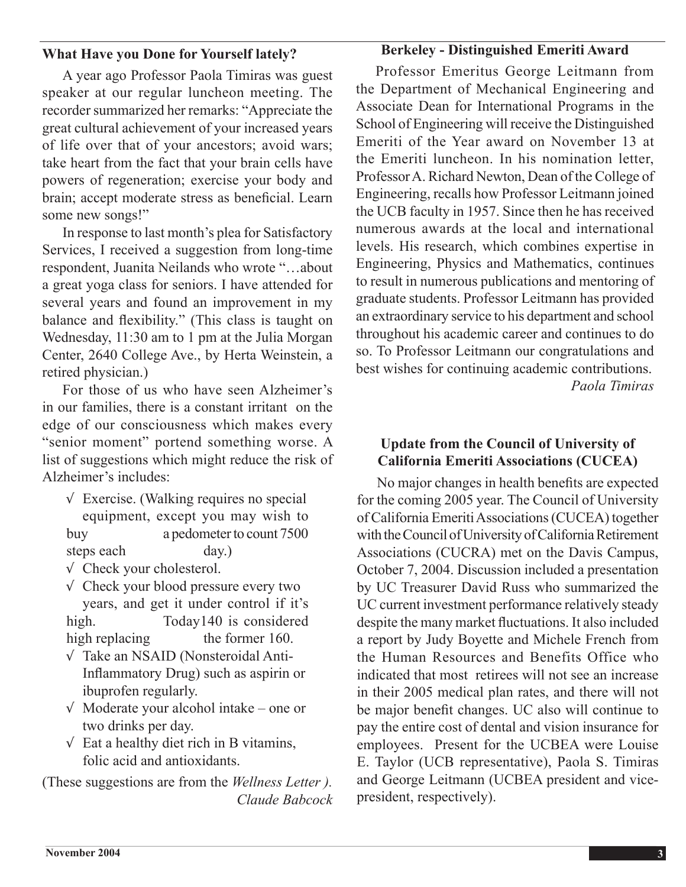## What Have you Done for Yourself lately?

A year ago Professor Paola Timiras was guest speaker at our regular luncheon meeting. The recorder summarized her remarks: "Appreciate the great cultural achievement of your increased years of life over that of your ancestors; avoid wars; take heart from the fact that your brain cells have powers of regeneration; exercise your body and brain; accept moderate stress as beneficial. Learn some new songs!"

In response to last month's plea for Satisfactory Services, I received a suggestion from long-time respondent, Juanita Neilands who wrote "…about a great yoga class for seniors. I have attended for several years and found an improvement in my balance and flexibility." (This class is taught on Wednesday, 11:30 am to 1 pm at the Julia Morgan Center, 2640 College Ave., by Herta Weinstein, a retired physician.)

For those of us who have seen Alzheimer's in our families, there is a constant irritant on the edge of our consciousness which makes every "senior moment" portend something worse. A list of suggestions which might reduce the risk of Alzheimer's includes:

- √ Exercise. (Walking requires no special equipment, except you may wish to buy a pedometer to count 7500 steps each day.)
- √ Check your cholesterol.
- √ Check your blood pressure every two years, and get it under control if it's high. Today140 is considered high replacing the former 160.
- √ Take an NSAID (Nonsteroidal Anti-Inflammatory Drug) such as aspirin or ibuprofen regularly.
- √ Moderate your alcohol intake – one or two drinks per day.
- √ Eat a healthy diet rich in B vitamins, folic acid and antioxidants.

(These suggestions are from the *Wellness Letter ).*

*Claude Babcock*

## Berkeley - Distinguished Emeriti Award

Professor Emeritus George Leitmann from the Department of Mechanical Engineering and Associate Dean for International Programs in the School of Engineering will receive the Distinguished Emeriti of the Year award on November 13 at the Emeriti luncheon. In his nomination letter, Professor A. Richard Newton, Dean of the College of Engineering, recalls how Professor Leitmann joined the UCB faculty in 1957. Since then he has received numerous awards at the local and international levels. His research, which combines expertise in Engineering, Physics and Mathematics, continues to result in numerous publications and mentoring of graduate students. Professor Leitmann has provided an extraordinary service to his department and school throughout his academic career and continues to do so. To Professor Leitmann our congratulations and best wishes for continuing academic contributions.

*Paola Timiras*

## Update from the Council of University of California Emeriti Associations (CUCEA)

No major changes in health benefits are expected for the coming 2005 year. The Council of University of California Emeriti Associations (CUCEA) together with the Council of University of California Retirement Associations (CUCRA) met on the Davis Campus, October 7, 2004. Discussion included a presentation by UC Treasurer David Russ who summarized the UC current investment performance relatively steady despite the many market fluctuations. It also included a report by Judy Boyette and Michele French from the Human Resources and Benefits Office who indicated that most retirees will not see an increase in their 2005 medical plan rates, and there will not be major benefit changes. UC also will continue to pay the entire cost of dental and vision insurance for employees. Present for the UCBEA were Louise E. Taylor (UCB representative), Paola S. Timiras and George Leitmann (UCBEA president and vice-president, respectively).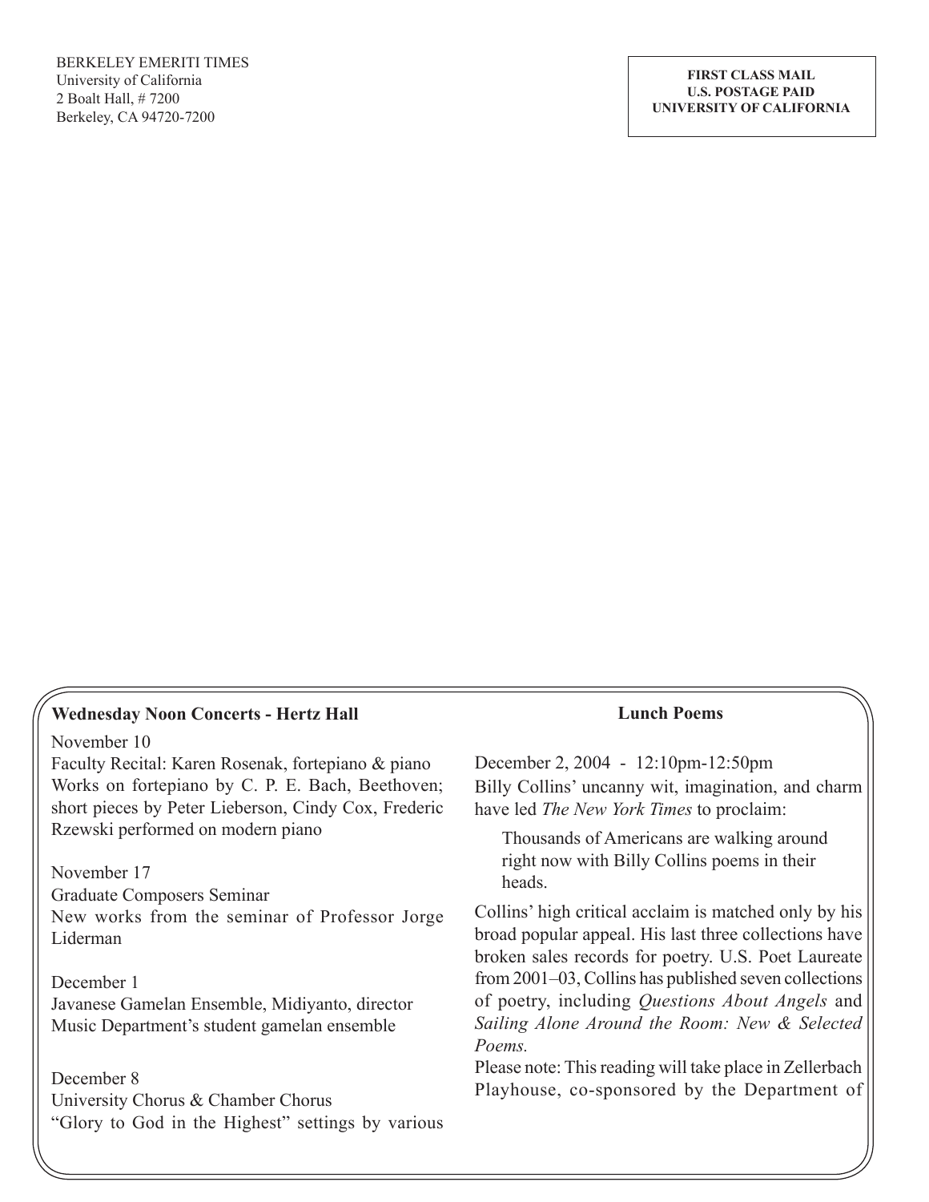BERKELEY EMERITI TIMES
University of California
2 Boalt Hall, # 7200
Berkeley, CA 94720-7200

**FIRST CLASS MAIL**
**U.S. POSTAGE PAID**
**UNIVERSITY OF CALIFORNIA**

### Wednesday Noon Concerts - Hertz Hall

November 10
Faculty Recital: Karen Rosenak, fortepiano & piano
Works on fortepiano by C. P. E. Bach, Beethoven; short pieces by Peter Lieberson, Cindy Cox, Frederic Rzewski performed on modern piano

November 17
Graduate Composers Seminar
New works from the seminar of Professor Jorge Liderman

December 1
Javanese Gamelan Ensemble, Midiyanto, director
Music Department's student gamelan ensemble

December 8
University Chorus & Chamber Chorus
"Glory to God in the Highest" settings by various

### Lunch Poems

December 2, 2004 - 12:10pm-12:50pm
Billy Collins' uncanny wit, imagination, and charm have led *The New York Times* to proclaim:

> Thousands of Americans are walking around right now with Billy Collins poems in their heads.

Collins' high critical acclaim is matched only by his broad popular appeal. His last three collections have broken sales records for poetry. U.S. Poet Laureate from 2001–03, Collins has published seven collections of poetry, including *Questions About Angels* and *Sailing Alone Around the Room: New & Selected Poems.*
Please note: This reading will take place in Zellerbach Playhouse, co-sponsored by the Department of